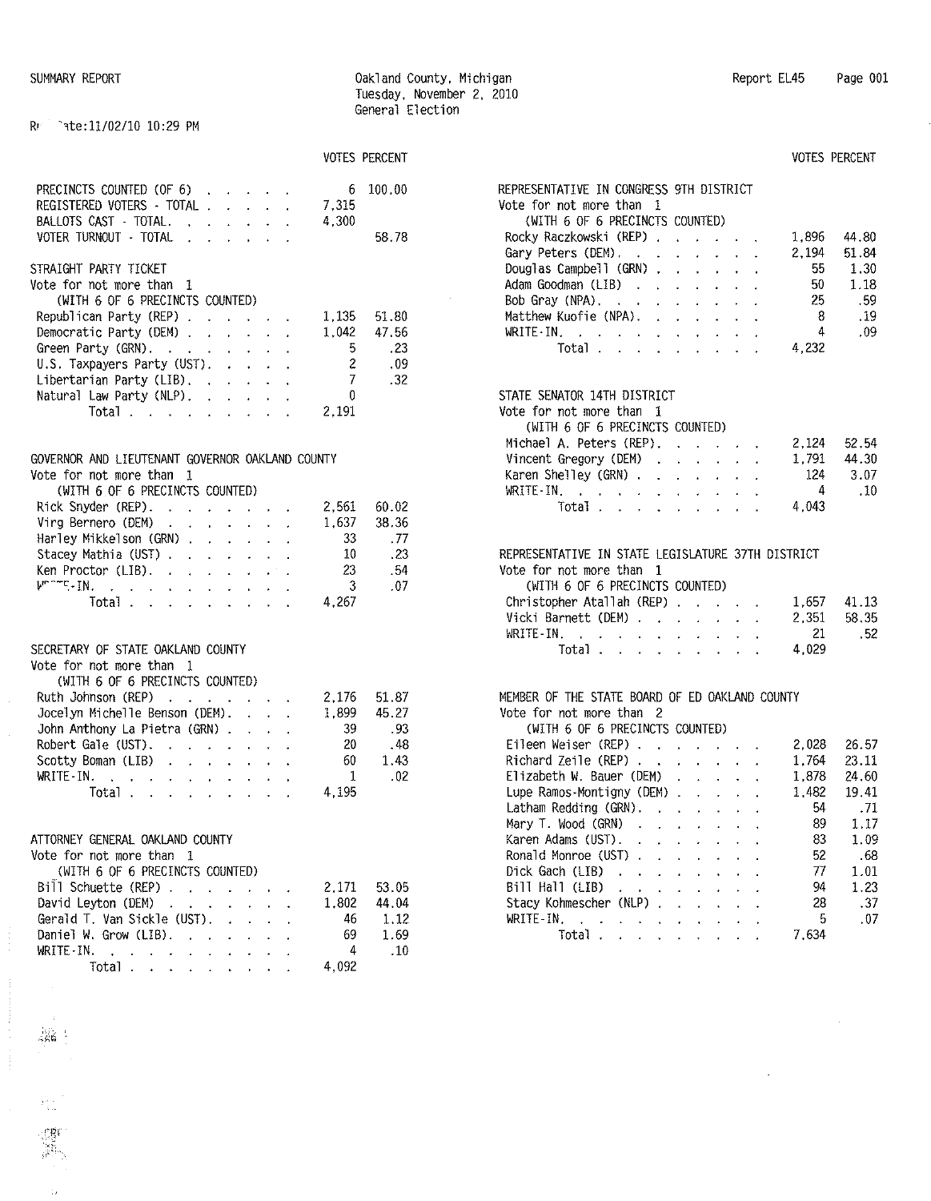SUMMARY REPORT

Oakland County, Michigan
Tuesday, November 2, 2010
General Election

Report EL45

Run Date:11/02/10 10:29 PM

| | VOTES | PERCENT |
|---|---|---|
| PRECINCTS COUNTED (OF 6) | 6 | 100.00 |
| REGISTERED VOTERS - TOTAL | 7,315 | |
| BALLOTS CAST - TOTAL | 4,300 | |
| VOTER TURNOUT - TOTAL | | 58.78 |

## STRAIGHT PARTY TICKET
Vote for not more than 1
(WITH 6 OF 6 PRECINCTS COUNTED)

| | VOTES | PERCENT |
|---|---|---|
| Republican Party (REP) | 1,135 | 51.80 |
| Democratic Party (DEM) | 1,042 | 47.56 |
| Green Party (GRN) | 5 | .23 |
| U.S. Taxpayers Party (UST) | 2 | .09 |
| Libertarian Party (LIB) | 7 | .32 |
| Natural Law Party (NLP) | 0 | |
| Total | 2,191 | |

## GOVERNOR AND LIEUTENANT GOVERNOR OAKLAND COUNTY
Vote for not more than 1
(WITH 6 OF 6 PRECINCTS COUNTED)

| | VOTES | PERCENT |
|---|---|---|
| Rick Snyder (REP) | 2,561 | 60.02 |
| Virg Bernero (DEM) | 1,637 | 38.36 |
| Harley Mikkelson (GRN) | 33 | .77 |
| Stacey Mathia (UST) | 10 | .23 |
| Ken Proctor (LIB) | 23 | .54 |
| WRITE-IN | 3 | .07 |
| Total | 4,267 | |

## SECRETARY OF STATE OAKLAND COUNTY
Vote for not more than 1
(WITH 6 OF 6 PRECINCTS COUNTED)

| | VOTES | PERCENT |
|---|---|---|
| Ruth Johnson (REP) | 2,176 | 51.87 |
| Jocelyn Michelle Benson (DEM) | 1,899 | 45.27 |
| John Anthony La Pietra (GRN) | 39 | .93 |
| Robert Gale (UST) | 20 | .48 |
| Scotty Boman (LIB) | 60 | 1.43 |
| WRITE-IN | 1 | .02 |
| Total | 4,195 | |

## ATTORNEY GENERAL OAKLAND COUNTY
Vote for not more than 1
(WITH 6 OF 6 PRECINCTS COUNTED)

| | VOTES | PERCENT |
|---|---|---|
| Bill Schuette (REP) | 2,171 | 53.05 |
| David Leyton (DEM) | 1,802 | 44.04 |
| Gerald T. Van Sickle (UST) | 46 | 1.12 |
| Daniel W. Grow (LIB) | 69 | 1.69 |
| WRITE-IN | 4 | .10 |
| Total | 4,092 | |

## REPRESENTATIVE IN CONGRESS 9TH DISTRICT
Vote for not more than 1
(WITH 6 OF 6 PRECINCTS COUNTED)

| | VOTES | PERCENT |
|---|---|---|
| Rocky Raczkowski (REP) | 1,896 | 44.80 |
| Gary Peters (DEM) | 2,194 | 51.84 |
| Douglas Campbell (GRN) | 55 | 1.30 |
| Adam Goodman (LIB) | 50 | 1.18 |
| Bob Gray (NPA) | 25 | .59 |
| Matthew Kuofie (NPA) | 8 | .19 |
| WRITE-IN | 4 | .09 |
| Total | 4,232 | |

## STATE SENATOR 14TH DISTRICT
Vote for not more than 1
(WITH 6 OF 6 PRECINCTS COUNTED)

| | VOTES | PERCENT |
|---|---|---|
| Michael A. Peters (REP) | 2,124 | 52.54 |
| Vincent Gregory (DEM) | 1,791 | 44.30 |
| Karen Shelley (GRN) | 124 | 3.07 |
| WRITE-IN | 4 | .10 |
| Total | 4,043 | |

## REPRESENTATIVE IN STATE LEGISLATURE 37TH DISTRICT
Vote for not more than 1
(WITH 6 OF 6 PRECINCTS COUNTED)

| | VOTES | PERCENT |
|---|---|---|
| Christopher Atallah (REP) | 1,657 | 41.13 |
| Vicki Barnett (DEM) | 2,351 | 58.35 |
| WRITE-IN | 21 | .52 |
| Total | 4,029 | |

## MEMBER OF THE STATE BOARD OF ED OAKLAND COUNTY
Vote for not more than 2
(WITH 6 OF 6 PRECINCTS COUNTED)

| | VOTES | PERCENT |
|---|---|---|
| Eileen Weiser (REP) | 2,028 | 26.57 |
| Richard Zeile (REP) | 1,764 | 23.11 |
| Elizabeth W. Bauer (DEM) | 1,878 | 24.60 |
| Lupe Ramos-Montigny (DEM) | 1,482 | 19.41 |
| Latham Redding (GRN) | 54 | .71 |
| Mary T. Wood (GRN) | 89 | 1.17 |
| Karen Adams (UST) | 83 | 1.09 |
| Ronald Monroe (UST) | 52 | .68 |
| Dick Gach (LIB) | 77 | 1.01 |
| Bill Hall (LIB) | 94 | 1.23 |
| Stacy Kohmescher (NLP) | 28 | .37 |
| WRITE-IN | 5 | .07 |
| Total | 7,634 | |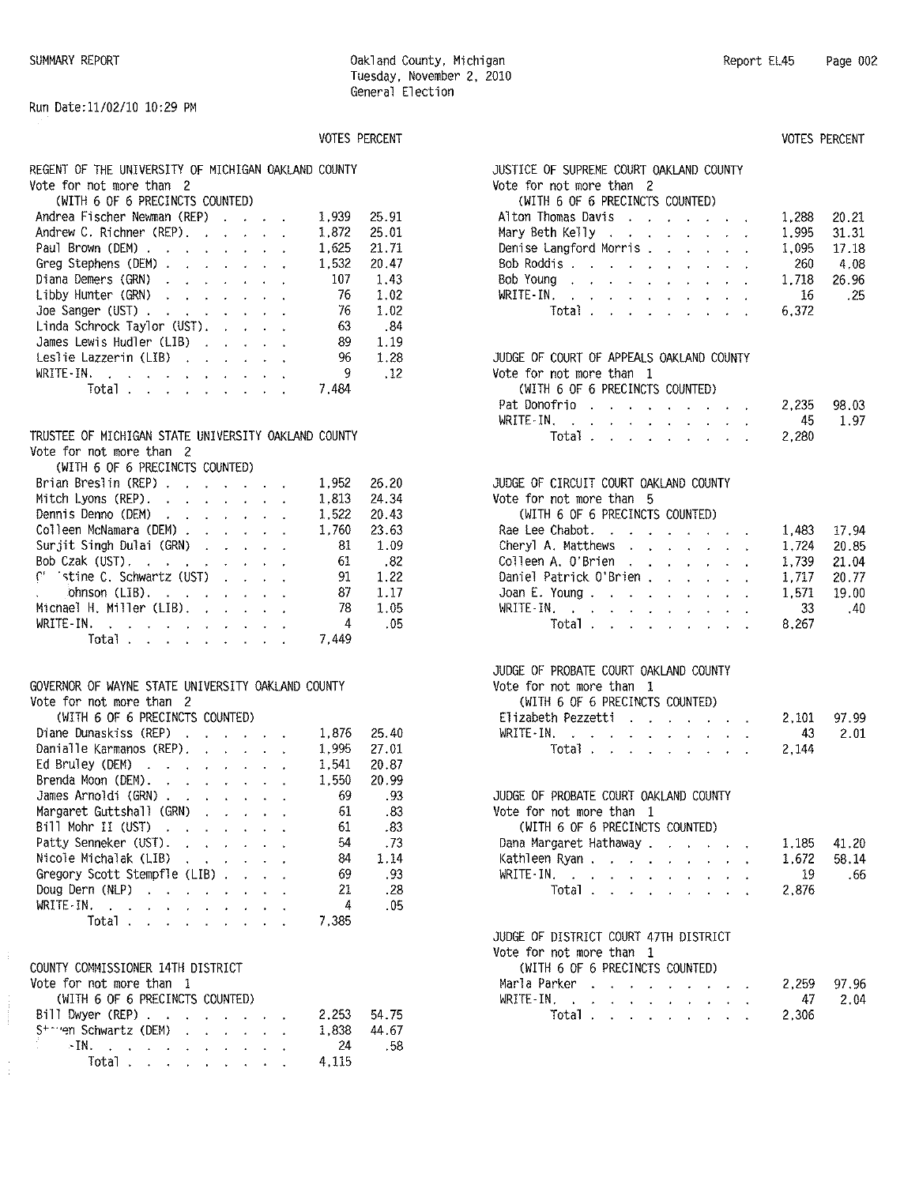SUMMARY REPORT

Oakland County, Michigan
Tuesday, November 2, 2010
General Election

Report EL45

Run Date:11/02/10 10:29 PM

## REGENT OF THE UNIVERSITY OF MICHIGAN OAKLAND COUNTY

Vote for not more than 2
(WITH 6 OF 6 PRECINCTS COUNTED)

| Candidate | VOTES | PERCENT |
|---|---|---|
| Andrea Fischer Newman (REP) | 1,939 | 25.91 |
| Andrew C. Richner (REP) | 1,872 | 25.01 |
| Paul Brown (DEM) | 1,625 | 21.71 |
| Greg Stephens (DEM) | 1,532 | 20.47 |
| Diana Demers (GRN) | 107 | 1.43 |
| Libby Hunter (GRN) | 76 | 1.02 |
| Joe Sanger (UST) | 76 | 1.02 |
| Linda Schrock Taylor (UST) | 63 | .84 |
| James Lewis Hudler (LIB) | 89 | 1.19 |
| Leslie Lazzerin (LIB) | 96 | 1.28 |
| WRITE-IN | 9 | .12 |
| Total | 7,484 | |

## TRUSTEE OF MICHIGAN STATE UNIVERSITY OAKLAND COUNTY

Vote for not more than 2
(WITH 6 OF 6 PRECINCTS COUNTED)

| Candidate | VOTES | PERCENT |
|---|---|---|
| Brian Breslin (REP) | 1,952 | 26.20 |
| Mitch Lyons (REP) | 1,813 | 24.34 |
| Dennis Denno (DEM) | 1,522 | 20.43 |
| Colleen McNamara (DEM) | 1,760 | 23.63 |
| Surjit Singh Dulai (GRN) | 81 | 1.09 |
| Bob Czak (UST) | 61 | .82 |
| C' 'stine C. Schwartz (UST) | 91 | 1.22 |
| ohnson (LIB) | 87 | 1.17 |
| Michael H. Miller (LIB) | 78 | 1.05 |
| WRITE-IN | 4 | .05 |
| Total | 7,449 | |

## GOVERNOR OF WAYNE STATE UNIVERSITY OAKLAND COUNTY

Vote for not more than 2
(WITH 6 OF 6 PRECINCTS COUNTED)

| Candidate | VOTES | PERCENT |
|---|---|---|
| Diane Dunaskiss (REP) | 1,876 | 25.40 |
| Danialle Karmanos (REP) | 1,995 | 27.01 |
| Ed Bruley (DEM) | 1,541 | 20.87 |
| Brenda Moon (DEM) | 1,550 | 20.99 |
| James Arnoldi (GRN) | 69 | .93 |
| Margaret Guttshall (GRN) | 61 | .83 |
| Bill Mohr II (UST) | 61 | .83 |
| Patty Senneker (UST) | 54 | .73 |
| Nicole Michalak (LIB) | 84 | 1.14 |
| Gregory Scott Stempfle (LIB) | 69 | .93 |
| Doug Dern (NLP) | 21 | .28 |
| WRITE-IN | 4 | .05 |
| Total | 7,385 | |

## COUNTY COMMISSIONER 14TH DISTRICT

Vote for not more than 1
(WITH 6 OF 6 PRECINCTS COUNTED)

| Candidate | VOTES | PERCENT |
|---|---|---|
| Bill Dwyer (REP) | 2,253 | 54.75 |
| St--en Schwartz (DEM) | 1,838 | 44.67 |
| -IN | 24 | .58 |
| Total | 4,115 | |

## JUSTICE OF SUPREME COURT OAKLAND COUNTY

Vote for not more than 2
(WITH 6 OF 6 PRECINCTS COUNTED)

| Candidate | VOTES | PERCENT |
|---|---|---|
| Alton Thomas Davis | 1,288 | 20.21 |
| Mary Beth Kelly | 1,995 | 31.31 |
| Denise Langford Morris | 1,095 | 17.18 |
| Bob Roddis | 260 | 4.08 |
| Bob Young | 1,718 | 26.96 |
| WRITE-IN | 16 | .25 |
| Total | 6,372 | |

## JUDGE OF COURT OF APPEALS OAKLAND COUNTY

Vote for not more than 1
(WITH 6 OF 6 PRECINCTS COUNTED)

| Candidate | VOTES | PERCENT |
|---|---|---|
| Pat Donofrio | 2,235 | 98.03 |
| WRITE-IN | 45 | 1.97 |
| Total | 2,280 | |

## JUDGE OF CIRCUIT COURT OAKLAND COUNTY

Vote for not more than 5
(WITH 6 OF 6 PRECINCTS COUNTED)

| Candidate | VOTES | PERCENT |
|---|---|---|
| Rae Lee Chabot | 1,483 | 17.94 |
| Cheryl A. Matthews | 1,724 | 20.85 |
| Colleen A. O'Brien | 1,739 | 21.04 |
| Daniel Patrick O'Brien | 1,717 | 20.77 |
| Joan E. Young | 1,571 | 19.00 |
| WRITE-IN | 33 | .40 |
| Total | 8,267 | |

## JUDGE OF PROBATE COURT OAKLAND COUNTY

Vote for not more than 1
(WITH 6 OF 6 PRECINCTS COUNTED)

| Candidate | VOTES | PERCENT |
|---|---|---|
| Elizabeth Pezzetti | 2,101 | 97.99 |
| WRITE-IN | 43 | 2.01 |
| Total | 2,144 | |

## JUDGE OF PROBATE COURT OAKLAND COUNTY

Vote for not more than 1
(WITH 6 OF 6 PRECINCTS COUNTED)

| Candidate | VOTES | PERCENT |
|---|---|---|
| Dana Margaret Hathaway | 1,185 | 41.20 |
| Kathleen Ryan | 1,672 | 58.14 |
| WRITE-IN | 19 | .66 |
| Total | 2,876 | |

## JUDGE OF DISTRICT COURT 47TH DISTRICT

Vote for not more than 1
(WITH 6 OF 6 PRECINCTS COUNTED)

| Candidate | VOTES | PERCENT |
|---|---|---|
| Marla Parker | 2,259 | 97.96 |
| WRITE-IN | 47 | 2.04 |
| Total | 2,306 | |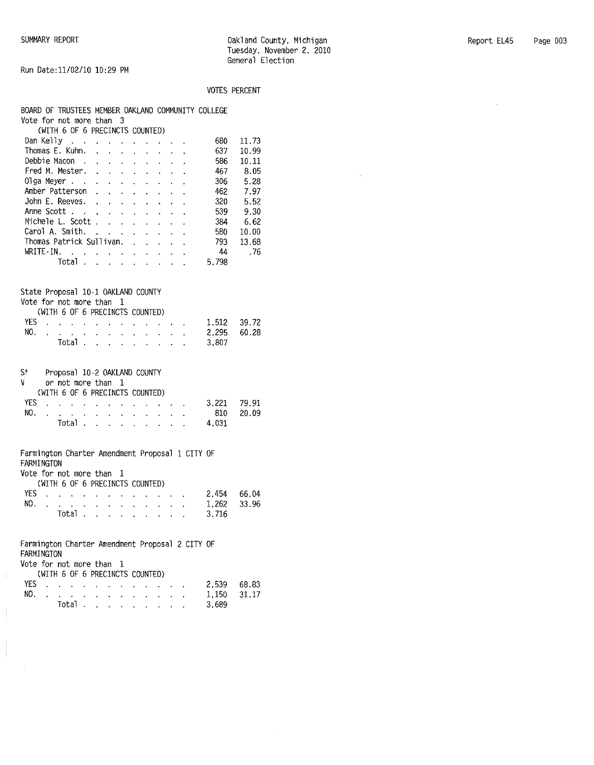SUMMARY REPORT

Oakland County, Michigan
Tuesday, November 2, 2010
General Election

Run Date:11/02/10 10:29 PM

## BOARD OF TRUSTEES MEMBER OAKLAND COMMUNITY COLLEGE

Vote for not more than 3

(WITH 6 OF 6 PRECINCTS COUNTED)

| | VOTES | PERCENT |
|---|---|---|
| Dan Kelly | 680 | 11.73 |
| Thomas E. Kuhn | 637 | 10.99 |
| Debbie Macon | 586 | 10.11 |
| Fred M. Mester | 467 | 8.05 |
| Olga Meyer | 306 | 5.28 |
| Amber Patterson | 462 | 7.97 |
| John E. Reeves | 320 | 5.52 |
| Anne Scott | 539 | 9.30 |
| Michele L. Scott | 384 | 6.62 |
| Carol A. Smith | 580 | 10.00 |
| Thomas Patrick Sullivan | 793 | 13.68 |
| WRITE-IN | 44 | .76 |
| Total | 5,798 | |

## State Proposal 10-1 OAKLAND COUNTY

Vote for not more than 1

(WITH 6 OF 6 PRECINCTS COUNTED)

| | VOTES | PERCENT |
|---|---|---|
| YES | 1,512 | 39.72 |
| NO | 2,295 | 60.28 |
| Total | 3,807 | |

## S+ Proposal 10-2 OAKLAND COUNTY

V or not more than 1

(WITH 6 OF 6 PRECINCTS COUNTED)

| | VOTES | PERCENT |
|---|---|---|
| YES | 3,221 | 79.91 |
| NO | 810 | 20.09 |
| Total | 4,031 | |

## Farmington Charter Amendment Proposal 1 CITY OF FARMINGTON

Vote for not more than 1

(WITH 6 OF 6 PRECINCTS COUNTED)

| | VOTES | PERCENT |
|---|---|---|
| YES | 2,454 | 66.04 |
| NO | 1,262 | 33.96 |
| Total | 3,716 | |

## Farmington Charter Amendment Proposal 2 CITY OF FARMINGTON

Vote for not more than 1

(WITH 6 OF 6 PRECINCTS COUNTED)

| | VOTES | PERCENT |
|---|---|---|
| YES | 2,539 | 68.83 |
| NO | 1,150 | 31.17 |
| Total | 3,689 | |